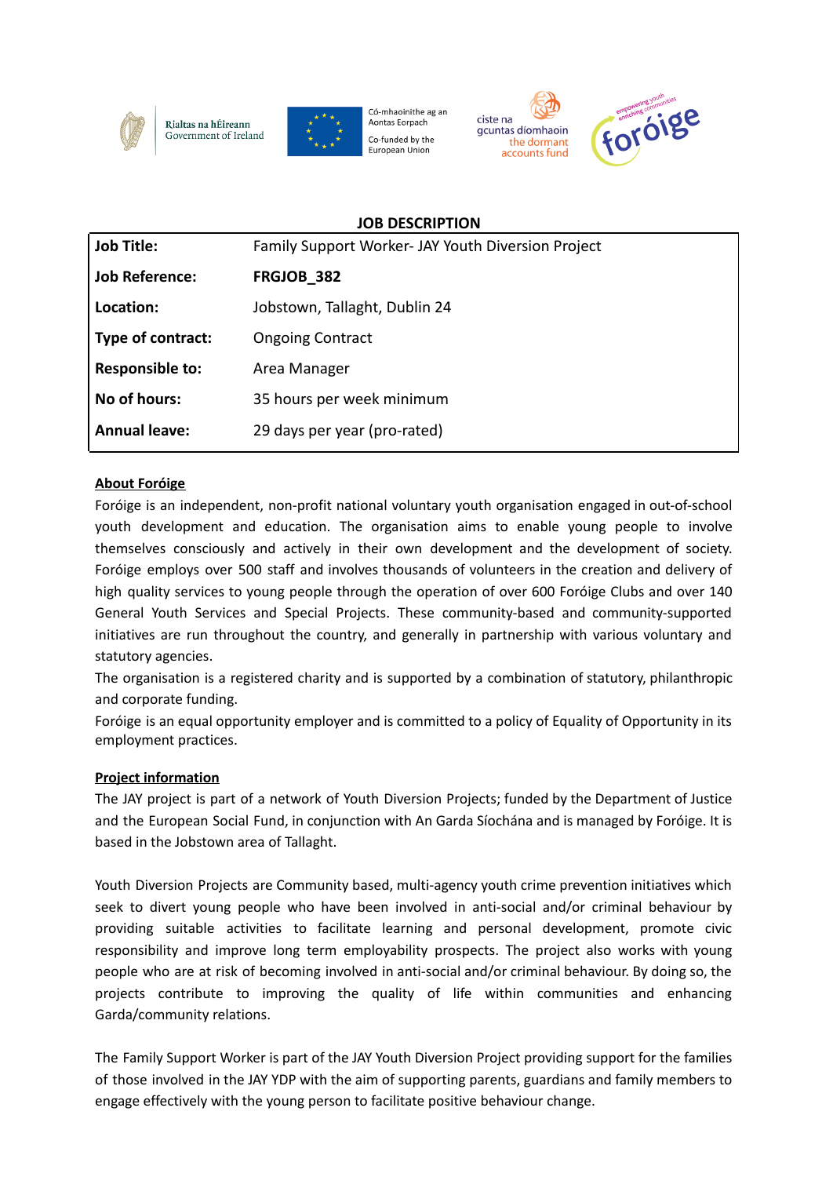Rialtas na hÉireann
Government of Ireland

Có-mhaoinithe ag an Aontas Eorpach
Co-funded by the European Union

ciste na gcuntas díomhaoin
the dormant accounts fund

empowering youth enriching communities
foróige

## JOB DESCRIPTION

| | |
|---|---|
| **Job Title:** | Family Support Worker- JAY Youth Diversion Project |
| **Job Reference:** | **FRGJOB_382** |
| **Location:** | Jobstown, Tallaght, Dublin 24 |
| **Type of contract:** | Ongoing Contract |
| **Responsible to:** | Area Manager |
| **No of hours:** | 35 hours per week minimum |
| **Annual leave:** | 29 days per year (pro-rated) |

### About Foróige

Foróige is an independent, non-profit national voluntary youth organisation engaged in out-of-school youth development and education. The organisation aims to enable young people to involve themselves consciously and actively in their own development and the development of society. Foróige employs over 500 staff and involves thousands of volunteers in the creation and delivery of high quality services to young people through the operation of over 600 Foróige Clubs and over 140 General Youth Services and Special Projects. These community-based and community-supported initiatives are run throughout the country, and generally in partnership with various voluntary and statutory agencies.

The organisation is a registered charity and is supported by a combination of statutory, philanthropic and corporate funding.

Foróige is an equal opportunity employer and is committed to a policy of Equality of Opportunity in its employment practices.

### Project information

The JAY project is part of a network of Youth Diversion Projects; funded by the Department of Justice and the European Social Fund, in conjunction with An Garda Síochána and is managed by Foróige. It is based in the Jobstown area of Tallaght.

Youth Diversion Projects are Community based, multi-agency youth crime prevention initiatives which seek to divert young people who have been involved in anti-social and/or criminal behaviour by providing suitable activities to facilitate learning and personal development, promote civic responsibility and improve long term employability prospects. The project also works with young people who are at risk of becoming involved in anti-social and/or criminal behaviour. By doing so, the projects contribute to improving the quality of life within communities and enhancing Garda/community relations.

The Family Support Worker is part of the JAY Youth Diversion Project providing support for the families of those involved in the JAY YDP with the aim of supporting parents, guardians and family members to engage effectively with the young person to facilitate positive behaviour change.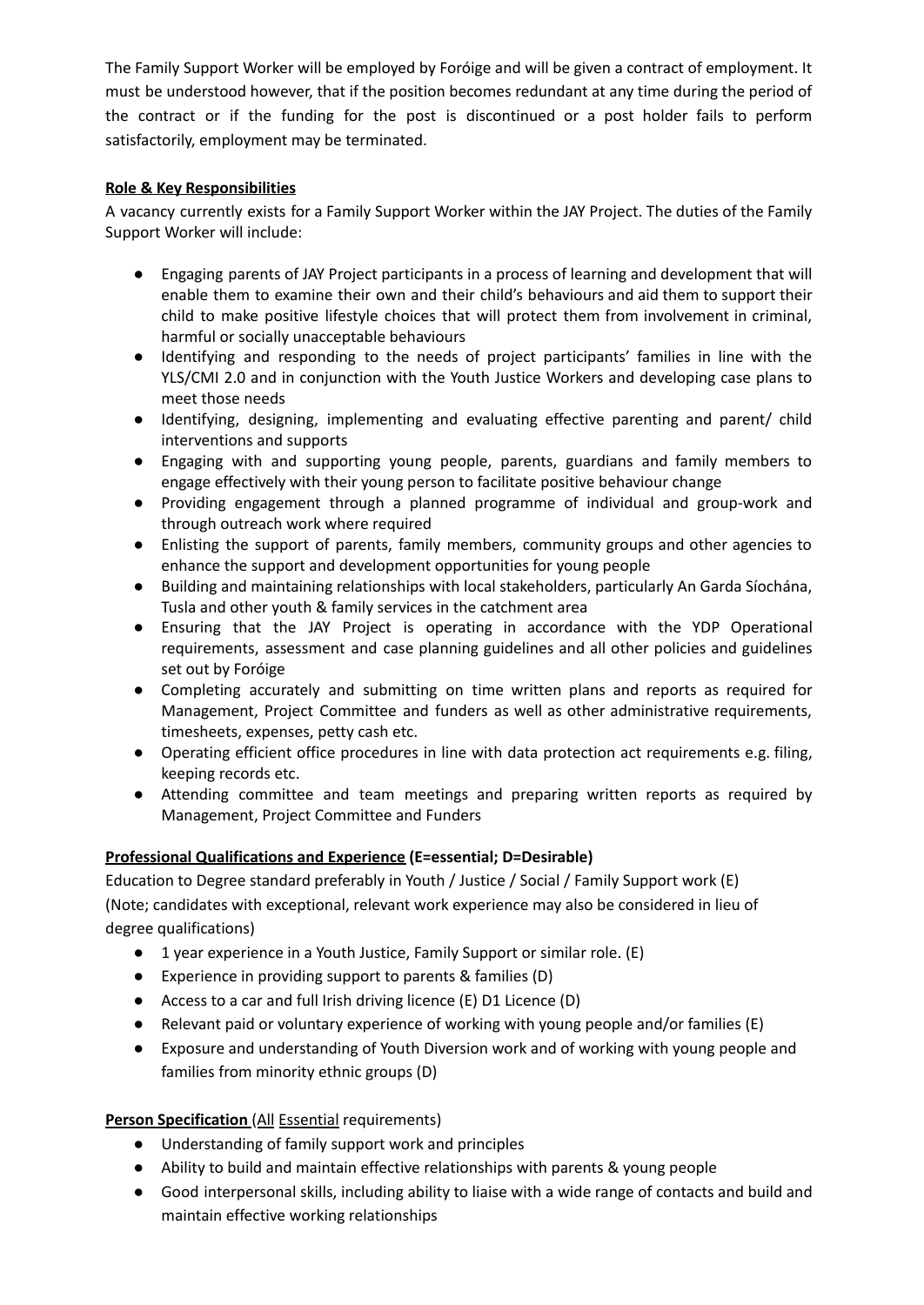The Family Support Worker will be employed by Foróige and will be given a contract of employment. It must be understood however, that if the position becomes redundant at any time during the period of the contract or if the funding for the post is discontinued or a post holder fails to perform satisfactorily, employment may be terminated.

**Role & Key Responsibilities**

A vacancy currently exists for a Family Support Worker within the JAY Project. The duties of the Family Support Worker will include:

- Engaging parents of JAY Project participants in a process of learning and development that will enable them to examine their own and their child's behaviours and aid them to support their child to make positive lifestyle choices that will protect them from involvement in criminal, harmful or socially unacceptable behaviours
- Identifying and responding to the needs of project participants' families in line with the YLS/CMI 2.0 and in conjunction with the Youth Justice Workers and developing case plans to meet those needs
- Identifying, designing, implementing and evaluating effective parenting and parent/ child interventions and supports
- Engaging with and supporting young people, parents, guardians and family members to engage effectively with their young person to facilitate positive behaviour change
- Providing engagement through a planned programme of individual and group-work and through outreach work where required
- Enlisting the support of parents, family members, community groups and other agencies to enhance the support and development opportunities for young people
- Building and maintaining relationships with local stakeholders, particularly An Garda Síochána, Tusla and other youth & family services in the catchment area
- Ensuring that the JAY Project is operating in accordance with the YDP Operational requirements, assessment and case planning guidelines and all other policies and guidelines set out by Foróige
- Completing accurately and submitting on time written plans and reports as required for Management, Project Committee and funders as well as other administrative requirements, timesheets, expenses, petty cash etc.
- Operating efficient office procedures in line with data protection act requirements e.g. filing, keeping records etc.
- Attending committee and team meetings and preparing written reports as required by Management, Project Committee and Funders

**Professional Qualifications and Experience (E=essential; D=Desirable)**

Education to Degree standard preferably in Youth / Justice / Social / Family Support work (E)
(Note; candidates with exceptional, relevant work experience may also be considered in lieu of degree qualifications)

- 1 year experience in a Youth Justice, Family Support or similar role. (E)
- Experience in providing support to parents & families (D)
- Access to a car and full Irish driving licence (E) D1 Licence (D)
- Relevant paid or voluntary experience of working with young people and/or families (E)
- Exposure and understanding of Youth Diversion work and of working with young people and families from minority ethnic groups (D)

**Person Specification** (All Essential requirements)

- Understanding of family support work and principles
- Ability to build and maintain effective relationships with parents & young people
- Good interpersonal skills, including ability to liaise with a wide range of contacts and build and maintain effective working relationships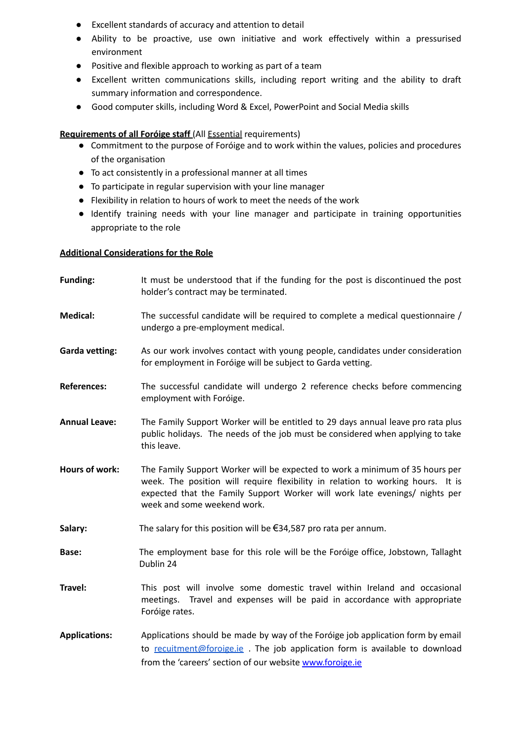- Excellent standards of accuracy and attention to detail
- Ability to be proactive, use own initiative and work effectively within a pressurised environment
- Positive and flexible approach to working as part of a team
- Excellent written communications skills, including report writing and the ability to draft summary information and correspondence.
- Good computer skills, including Word & Excel, PowerPoint and Social Media skills

**Requirements of all Foróige staff** (All Essential requirements)

- Commitment to the purpose of Foróige and to work within the values, policies and procedures of the organisation
- To act consistently in a professional manner at all times
- To participate in regular supervision with your line manager
- Flexibility in relation to hours of work to meet the needs of the work
- Identify training needs with your line manager and participate in training opportunities appropriate to the role

**Additional Considerations for the Role**

**Funding:** It must be understood that if the funding for the post is discontinued the post holder's contract may be terminated.

**Medical:** The successful candidate will be required to complete a medical questionnaire / undergo a pre-employment medical.

**Garda vetting:** As our work involves contact with young people, candidates under consideration for employment in Foróige will be subject to Garda vetting.

**References:** The successful candidate will undergo 2 reference checks before commencing employment with Foróige.

**Annual Leave:** The Family Support Worker will be entitled to 29 days annual leave pro rata plus public holidays. The needs of the job must be considered when applying to take this leave.

**Hours of work:** The Family Support Worker will be expected to work a minimum of 35 hours per week. The position will require flexibility in relation to working hours. It is expected that the Family Support Worker will work late evenings/ nights per week and some weekend work.

**Salary:** The salary for this position will be €34,587 pro rata per annum.

**Base:** The employment base for this role will be the Foróige office, Jobstown, Tallaght Dublin 24

**Travel:** This post will involve some domestic travel within Ireland and occasional meetings. Travel and expenses will be paid in accordance with appropriate Foróige rates.

**Applications:** Applications should be made by way of the Foróige job application form by email to recuitment@foroige.ie . The job application form is available to download from the 'careers' section of our website www.foroige.ie